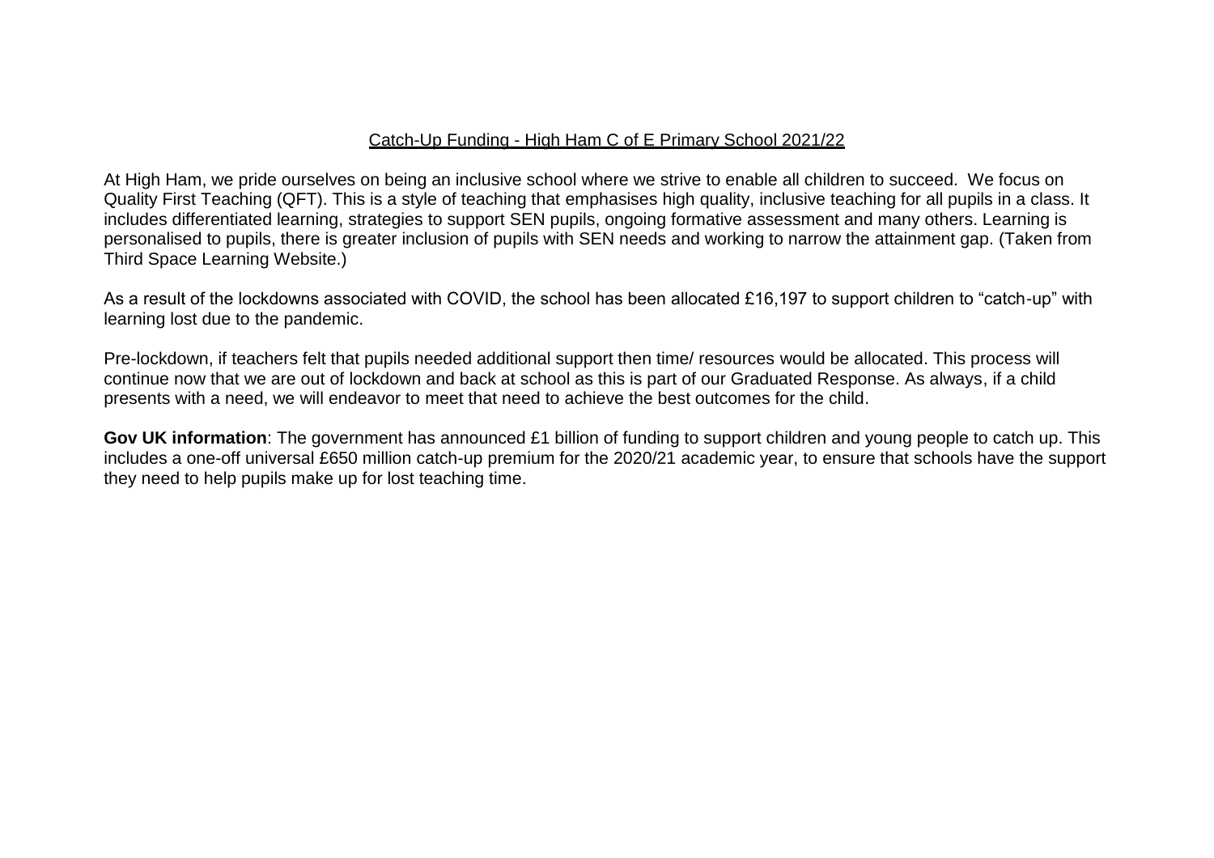# Catch-Up Funding - High Ham C of E Primary School 2021/22

At High Ham, we pride ourselves on being an inclusive school where we strive to enable all children to succeed. We focus on Quality First Teaching (QFT). This is a style of teaching that emphasises high quality, inclusive teaching for all pupils in a class. It includes differentiated learning, strategies to support SEN pupils, ongoing formative assessment and many others. Learning is personalised to pupils, there is greater inclusion of pupils with SEN needs and working to narrow the attainment gap. (Taken from Third Space Learning Website.)

As a result of the lockdowns associated with COVID, the school has been allocated £16,197 to support children to "catch-up" with learning lost due to the pandemic.

Pre-lockdown, if teachers felt that pupils needed additional support then time/ resources would be allocated. This process will continue now that we are out of lockdown and back at school as this is part of our Graduated Response. As always, if a child presents with a need, we will endeavor to meet that need to achieve the best outcomes for the child.

**Gov UK information**: The government has announced £1 billion of funding to support children and young people to catch up. This includes a one-off universal £650 million catch-up premium for the 2020/21 academic year, to ensure that schools have the support they need to help pupils make up for lost teaching time.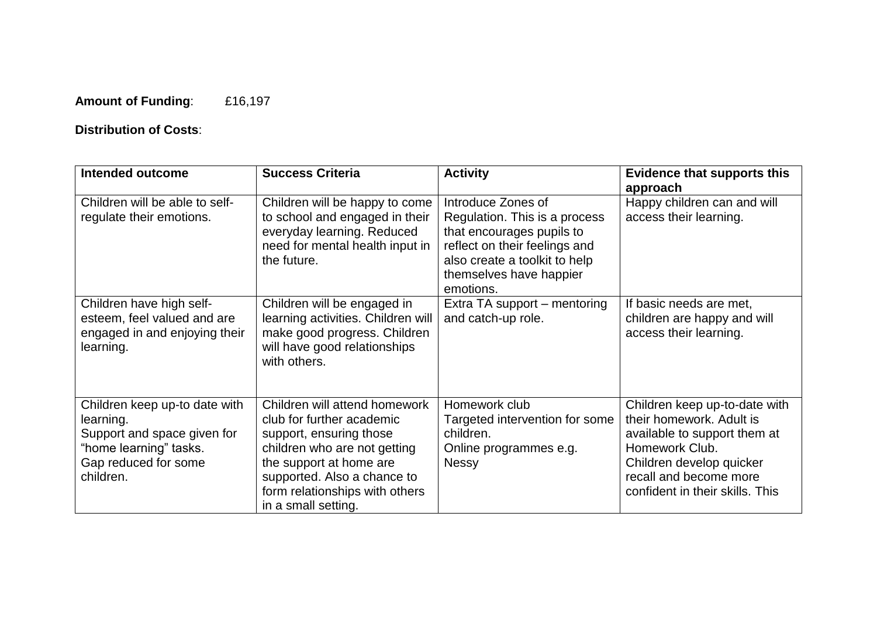**Amount of Funding**: £16,197

**Distribution of Costs**:

| Intended outcome | Success Criteria | Activity | Evidence that supports this approach |
|---|---|---|---|
| Children will be able to self-regulate their emotions. | Children will be happy to come to school and engaged in their everyday learning. Reduced need for mental health input in the future. | Introduce Zones of Regulation. This is a process that encourages pupils to reflect on their feelings and also create a toolkit to help themselves have happier emotions. | Happy children can and will access their learning. |
| Children have high self-esteem, feel valued and are engaged in and enjoying their learning. | Children will be engaged in learning activities. Children will make good progress. Children will have good relationships with others. | Extra TA support – mentoring and catch-up role. | If basic needs are met, children are happy and will access their learning. |
| Children keep up-to date with learning.<br>Support and space given for "home learning" tasks.<br>Gap reduced for some children. | Children will attend homework club for further academic support, ensuring those children who are not getting the support at home are supported. Also a chance to form relationships with others in a small setting. | Homework club<br>Targeted intervention for some children.<br>Online programmes e.g. Nessy | Children keep up-to-date with their homework. Adult is available to support them at Homework Club.<br>Children develop quicker recall and become more confident in their skills. This |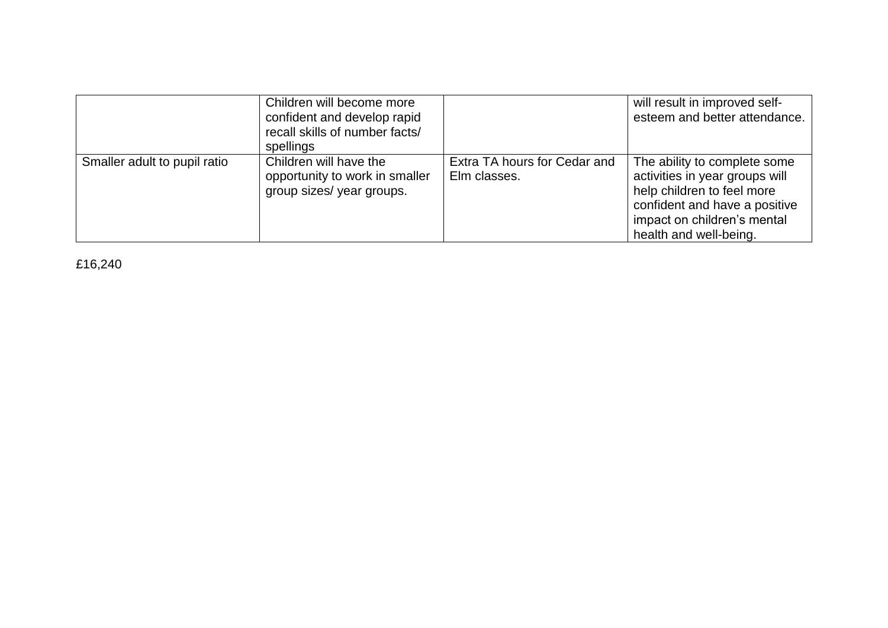| | | | |
|---|---|---|---|
| | Children will become more confident and develop rapid recall skills of number facts/ spellings | | will result in improved self-esteem and better attendance. |
| Smaller adult to pupil ratio | Children will have the opportunity to work in smaller group sizes/ year groups. | Extra TA hours for Cedar and Elm classes. | The ability to complete some activities in year groups will help children to feel more confident and have a positive impact on children's mental health and well-being. |

£16,240